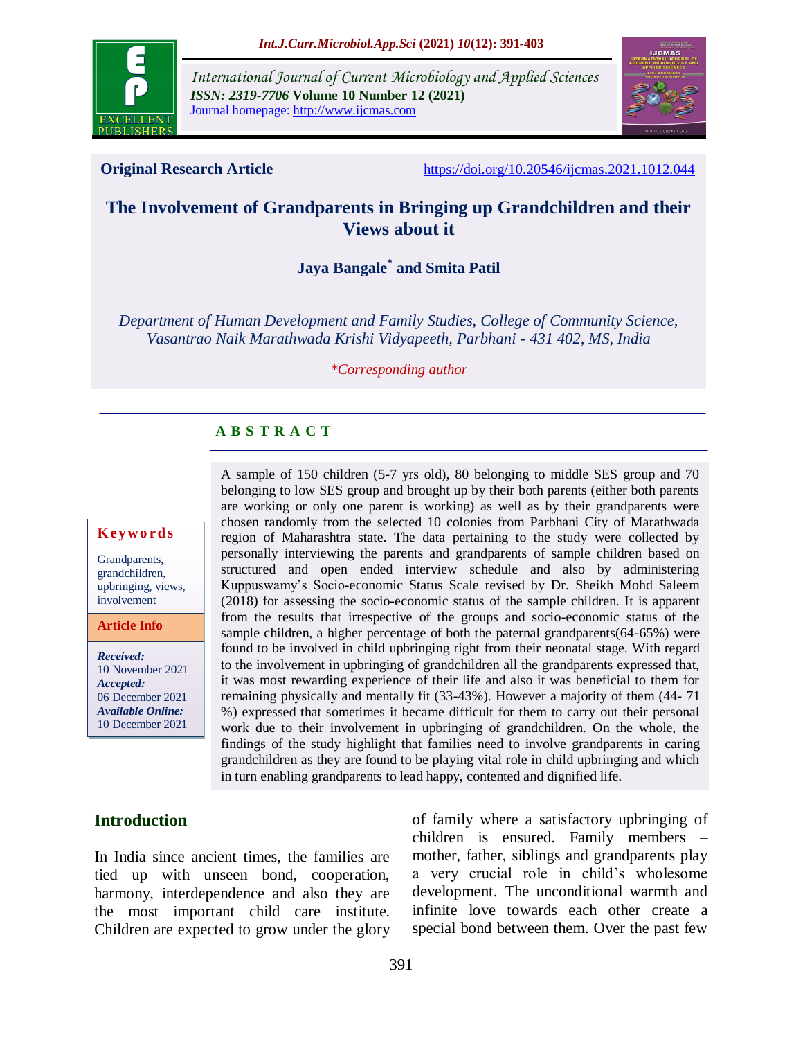**Original Research Article** https://doi.org/10.20546/ijcmas.2021.1012.044

# The Involvement of Grandparents in Bringing up Grandchildren and their Views about it

**Jaya Bangale* and Smita Patil**

*Department of Human Development and Family Studies, College of Community Science, Vasantrao Naik Marathwada Krishi Vidyapeeth, Parbhani - 431 402, MS, India*

**Corresponding author*

## A B S T R A C T

**Keywords**

Grandparents, grandchildren, upbringing, views, involvement

**Article Info**

*Received:* 10 November 2021
*Accepted:* 06 December 2021
*Available Online:* 10 December 2021

A sample of 150 children (5-7 yrs old), 80 belonging to middle SES group and 70 belonging to low SES group and brought up by their both parents (either both parents are working or only one parent is working) as well as by their grandparents were chosen randomly from the selected 10 colonies from Parbhani City of Marathwada region of Maharashtra state. The data pertaining to the study were collected by personally interviewing the parents and grandparents of sample children based on structured and open ended interview schedule and also by administering Kuppuswamy's Socio-economic Status Scale revised by Dr. Sheikh Mohd Saleem (2018) for assessing the socio-economic status of the sample children. It is apparent from the results that irrespective of the groups and socio-economic status of the sample children, a higher percentage of both the paternal grandparents(64-65%) were found to be involved in child upbringing right from their neonatal stage. With regard to the involvement in upbringing of grandchildren all the grandparents expressed that, it was most rewarding experience of their life and also it was beneficial to them for remaining physically and mentally fit (33-43%). However a majority of them (44- 71 %) expressed that sometimes it became difficult for them to carry out their personal work due to their involvement in upbringing of grandchildren. On the whole, the findings of the study highlight that families need to involve grandparents in caring grandchildren as they are found to be playing vital role in child upbringing and which in turn enabling grandparents to lead happy, contented and dignified life.

## Introduction

In India since ancient times, the families are tied up with unseen bond, cooperation, harmony, interdependence and also they are the most important child care institute. Children are expected to grow under the glory of family where a satisfactory upbringing of children is ensured. Family members – mother, father, siblings and grandparents play a very crucial role in child's wholesome development. The unconditional warmth and infinite love towards each other create a special bond between them. Over the past few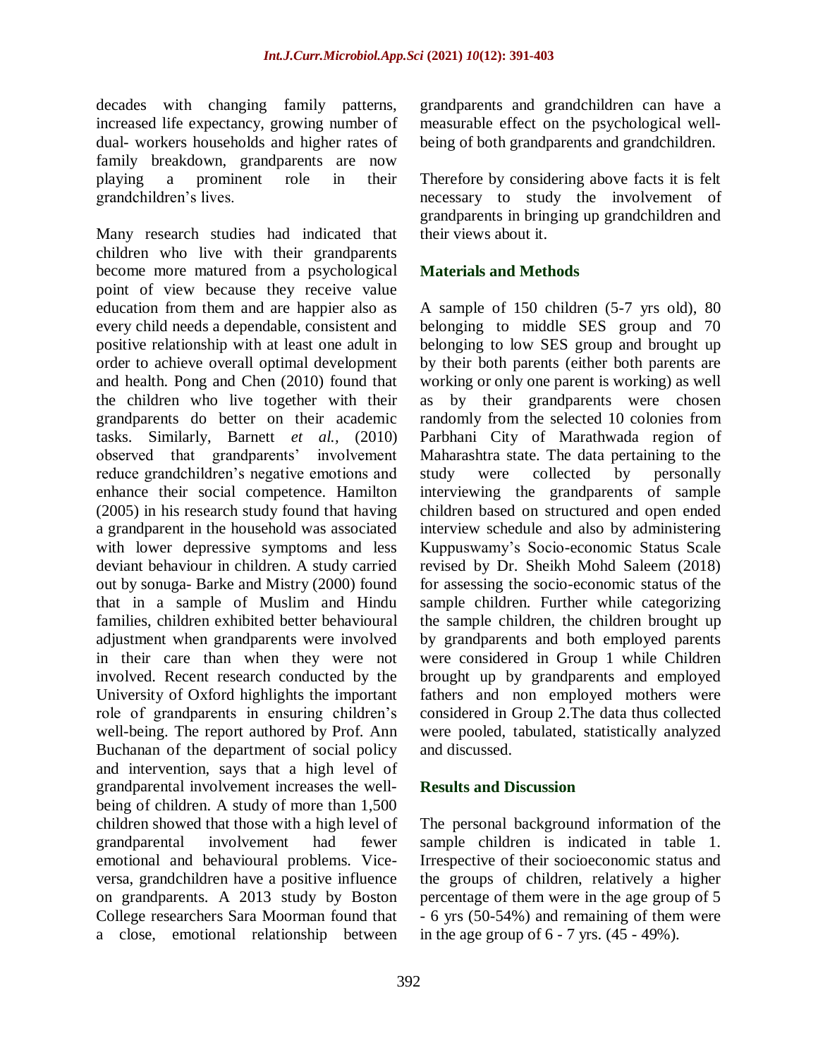decades with changing family patterns, increased life expectancy, growing number of dual- workers households and higher rates of family breakdown, grandparents are now playing a prominent role in their grandchildren's lives.

Many research studies had indicated that children who live with their grandparents become more matured from a psychological point of view because they receive value education from them and are happier also as every child needs a dependable, consistent and positive relationship with at least one adult in order to achieve overall optimal development and health. Pong and Chen (2010) found that the children who live together with their grandparents do better on their academic tasks. Similarly, Barnett *et al.,* (2010) observed that grandparents' involvement reduce grandchildren's negative emotions and enhance their social competence. Hamilton (2005) in his research study found that having a grandparent in the household was associated with lower depressive symptoms and less deviant behaviour in children. A study carried out by sonuga- Barke and Mistry (2000) found that in a sample of Muslim and Hindu families, children exhibited better behavioural adjustment when grandparents were involved in their care than when they were not involved. Recent research conducted by the University of Oxford highlights the important role of grandparents in ensuring children's well-being. The report authored by Prof. Ann Buchanan of the department of social policy and intervention, says that a high level of grandparental involvement increases the well-being of children. A study of more than 1,500 children showed that those with a high level of grandparental involvement had fewer emotional and behavioural problems. Vice-versa, grandchildren have a positive influence on grandparents. A 2013 study by Boston College researchers Sara Moorman found that a close, emotional relationship between grandparents and grandchildren can have a measurable effect on the psychological well-being of both grandparents and grandchildren.

Therefore by considering above facts it is felt necessary to study the involvement of grandparents in bringing up grandchildren and their views about it.

## Materials and Methods

A sample of 150 children (5-7 yrs old), 80 belonging to middle SES group and 70 belonging to low SES group and brought up by their both parents (either both parents are working or only one parent is working) as well as by their grandparents were chosen randomly from the selected 10 colonies from Parbhani City of Marathwada region of Maharashtra state. The data pertaining to the study were collected by personally interviewing the grandparents of sample children based on structured and open ended interview schedule and also by administering Kuppuswamy's Socio-economic Status Scale revised by Dr. Sheikh Mohd Saleem (2018) for assessing the socio-economic status of the sample children. Further while categorizing the sample children, the children brought up by grandparents and both employed parents were considered in Group 1 while Children brought up by grandparents and employed fathers and non employed mothers were considered in Group 2.The data thus collected were pooled, tabulated, statistically analyzed and discussed.

## Results and Discussion

The personal background information of the sample children is indicated in table 1. Irrespective of their socioeconomic status and the groups of children, relatively a higher percentage of them were in the age group of 5 - 6 yrs (50-54%) and remaining of them were in the age group of 6 - 7 yrs. (45 - 49%).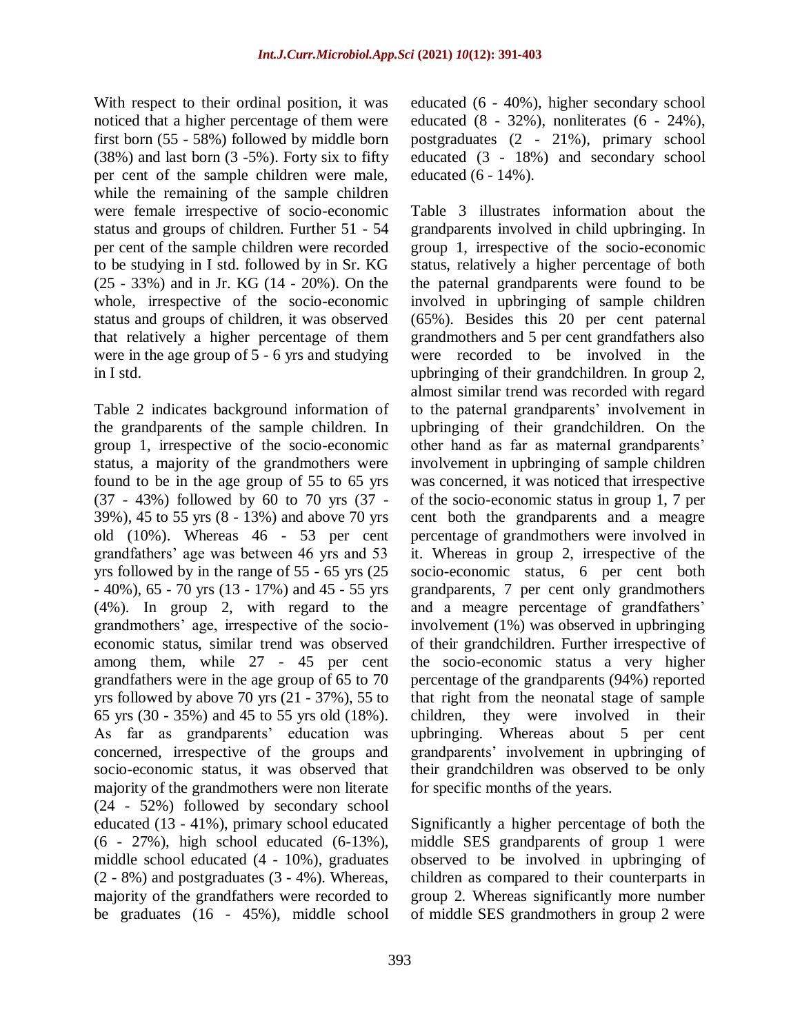With respect to their ordinal position, it was noticed that a higher percentage of them were first born (55 - 58%) followed by middle born (38%) and last born (3 -5%). Forty six to fifty per cent of the sample children were male, while the remaining of the sample children were female irrespective of socio-economic status and groups of children. Further 51 - 54 per cent of the sample children were recorded to be studying in I std. followed by in Sr. KG (25 - 33%) and in Jr. KG (14 - 20%). On the whole, irrespective of the socio-economic status and groups of children, it was observed that relatively a higher percentage of them were in the age group of 5 - 6 yrs and studying in I std.

Table 2 indicates background information of the grandparents of the sample children. In group 1, irrespective of the socio-economic status, a majority of the grandmothers were found to be in the age group of 55 to 65 yrs (37 - 43%) followed by 60 to 70 yrs (37 - 39%), 45 to 55 yrs (8 - 13%) and above 70 yrs old (10%). Whereas 46 - 53 per cent grandfathers' age was between 46 yrs and 53 yrs followed by in the range of 55 - 65 yrs (25 - 40%), 65 - 70 yrs (13 - 17%) and 45 - 55 yrs (4%). In group 2, with regard to the grandmothers' age, irrespective of the socio-economic status, similar trend was observed among them, while 27 - 45 per cent grandfathers were in the age group of 65 to 70 yrs followed by above 70 yrs (21 - 37%), 55 to 65 yrs (30 - 35%) and 45 to 55 yrs old (18%). As far as grandparents' education was concerned, irrespective of the groups and socio-economic status, it was observed that majority of the grandmothers were non literate (24 - 52%) followed by secondary school educated (13 - 41%), primary school educated (6 - 27%), high school educated (6-13%), middle school educated (4 - 10%), graduates (2 - 8%) and postgraduates (3 - 4%). Whereas, majority of the grandfathers were recorded to be graduates (16 - 45%), middle school educated (6 - 40%), higher secondary school educated (8 - 32%), nonliterates (6 - 24%), postgraduates (2 - 21%), primary school educated (3 - 18%) and secondary school educated (6 - 14%).

Table 3 illustrates information about the grandparents involved in child upbringing. In group 1, irrespective of the socio-economic status, relatively a higher percentage of both the paternal grandparents were found to be involved in upbringing of sample children (65%). Besides this 20 per cent paternal grandmothers and 5 per cent grandfathers also were recorded to be involved in the upbringing of their grandchildren. In group 2, almost similar trend was recorded with regard to the paternal grandparents' involvement in upbringing of their grandchildren. On the other hand as far as maternal grandparents' involvement in upbringing of sample children was concerned, it was noticed that irrespective of the socio-economic status in group 1, 7 per cent both the grandparents and a meagre percentage of grandmothers were involved in it. Whereas in group 2, irrespective of the socio-economic status, 6 per cent both grandparents, 7 per cent only grandmothers and a meagre percentage of grandfathers' involvement (1%) was observed in upbringing of their grandchildren. Further irrespective of the socio-economic status a very higher percentage of the grandparents (94%) reported that right from the neonatal stage of sample children, they were involved in their upbringing. Whereas about 5 per cent grandparents' involvement in upbringing of their grandchildren was observed to be only for specific months of the years.

Significantly a higher percentage of both the middle SES grandparents of group 1 were observed to be involved in upbringing of children as compared to their counterparts in group 2. Whereas significantly more number of middle SES grandmothers in group 2 were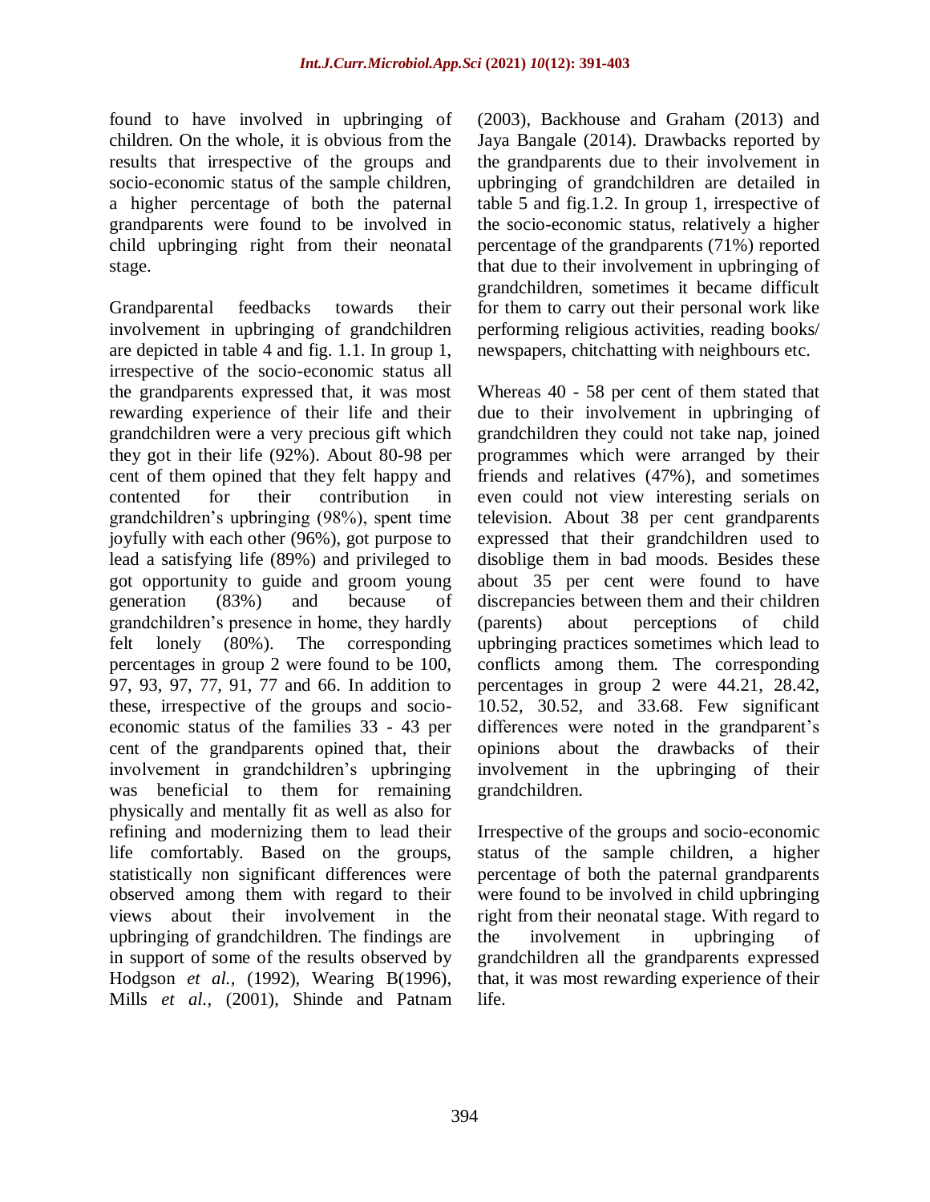found to have involved in upbringing of children. On the whole, it is obvious from the results that irrespective of the groups and socio-economic status of the sample children, a higher percentage of both the paternal grandparents were found to be involved in child upbringing right from their neonatal stage.

Grandparental feedbacks towards their involvement in upbringing of grandchildren are depicted in table 4 and fig. 1.1. In group 1, irrespective of the socio-economic status all the grandparents expressed that, it was most rewarding experience of their life and their grandchildren were a very precious gift which they got in their life (92%). About 80-98 per cent of them opined that they felt happy and contented for their contribution in grandchildren's upbringing (98%), spent time joyfully with each other (96%), got purpose to lead a satisfying life (89%) and privileged to got opportunity to guide and groom young generation (83%) and because of grandchildren's presence in home, they hardly felt lonely (80%). The corresponding percentages in group 2 were found to be 100, 97, 93, 97, 77, 91, 77 and 66. In addition to these, irrespective of the groups and socio-economic status of the families 33 - 43 per cent of the grandparents opined that, their involvement in grandchildren's upbringing was beneficial to them for remaining physically and mentally fit as well as also for refining and modernizing them to lead their life comfortably. Based on the groups, statistically non significant differences were observed among them with regard to their views about their involvement in the upbringing of grandchildren. The findings are in support of some of the results observed by Hodgson *et al.*, (1992), Wearing B(1996), Mills *et al.*, (2001), Shinde and Patnam (2003), Backhouse and Graham (2013) and Jaya Bangale (2014). Drawbacks reported by the grandparents due to their involvement in upbringing of grandchildren are detailed in table 5 and fig.1.2. In group 1, irrespective of the socio-economic status, relatively a higher percentage of the grandparents (71%) reported that due to their involvement in upbringing of grandchildren, sometimes it became difficult for them to carry out their personal work like performing religious activities, reading books/ newspapers, chitchatting with neighbours etc.

Whereas 40 - 58 per cent of them stated that due to their involvement in upbringing of grandchildren they could not take nap, joined programmes which were arranged by their friends and relatives (47%), and sometimes even could not view interesting serials on television. About 38 per cent grandparents expressed that their grandchildren used to disoblige them in bad moods. Besides these about 35 per cent were found to have discrepancies between them and their children (parents) about perceptions of child upbringing practices sometimes which lead to conflicts among them. The corresponding percentages in group 2 were 44.21, 28.42, 10.52, 30.52, and 33.68. Few significant differences were noted in the grandparent's opinions about the drawbacks of their involvement in the upbringing of their grandchildren.

Irrespective of the groups and socio-economic status of the sample children, a higher percentage of both the paternal grandparents were found to be involved in child upbringing right from their neonatal stage. With regard to the involvement in upbringing of grandchildren all the grandparents expressed that, it was most rewarding experience of their life.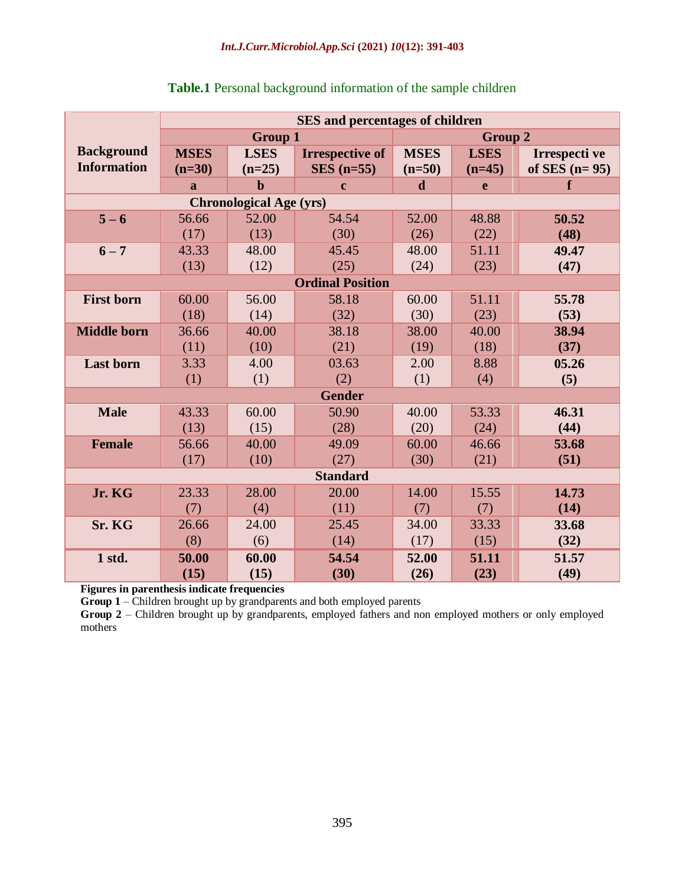**Table.1** Personal background information of the sample children

| Background Information | SES and percentages of children | | | | | |
|---|---|---|---|---|---|---|
| | Group 1 | | | Group 2 | | |
| | MSES (n=30) | LSES (n=25) | Irrespective of SES (n=55) | MSES (n=50) | LSES (n=45) | Irrespecti ve of SES (n= 95) |
| | a | b | c | d | e | f |
| **Chronological Age (yrs)** | | | | | | |
| **5 – 6** | 56.66 (17) | 52.00 (13) | 54.54 (30) | 52.00 (26) | 48.88 (22) | **50.52 (48)** |
| **6 – 7** | 43.33 (13) | 48.00 (12) | 45.45 (25) | 48.00 (24) | 51.11 (23) | **49.47 (47)** |
| **Ordinal Position** | | | | | | |
| **First born** | 60.00 (18) | 56.00 (14) | 58.18 (32) | 60.00 (30) | 51.11 (23) | **55.78 (53)** |
| **Middle born** | 36.66 (11) | 40.00 (10) | 38.18 (21) | 38.00 (19) | 40.00 (18) | **38.94 (37)** |
| **Last born** | 3.33 (1) | 4.00 (1) | 03.63 (2) | 2.00 (1) | 8.88 (4) | **05.26 (5)** |
| **Gender** | | | | | | |
| **Male** | 43.33 (13) | 60.00 (15) | 50.90 (28) | 40.00 (20) | 53.33 (24) | **46.31 (44)** |
| **Female** | 56.66 (17) | 40.00 (10) | 49.09 (27) | 60.00 (30) | 46.66 (21) | **53.68 (51)** |
| **Standard** | | | | | | |
| **Jr. KG** | 23.33 (7) | 28.00 (4) | 20.00 (11) | 14.00 (7) | 15.55 (7) | **14.73 (14)** |
| **Sr. KG** | 26.66 (8) | 24.00 (6) | 25.45 (14) | 34.00 (17) | 33.33 (15) | **33.68 (32)** |
| **1 std.** | **50.00 (15)** | **60.00 (15)** | **54.54 (30)** | **52.00 (26)** | **51.11 (23)** | 51.57 (49) |

**Figures in parenthesis indicate frequencies**

**Group 1** – Children brought up by grandparents and both employed parents

**Group 2** – Children brought up by grandparents, employed fathers and non employed mothers or only employed mothers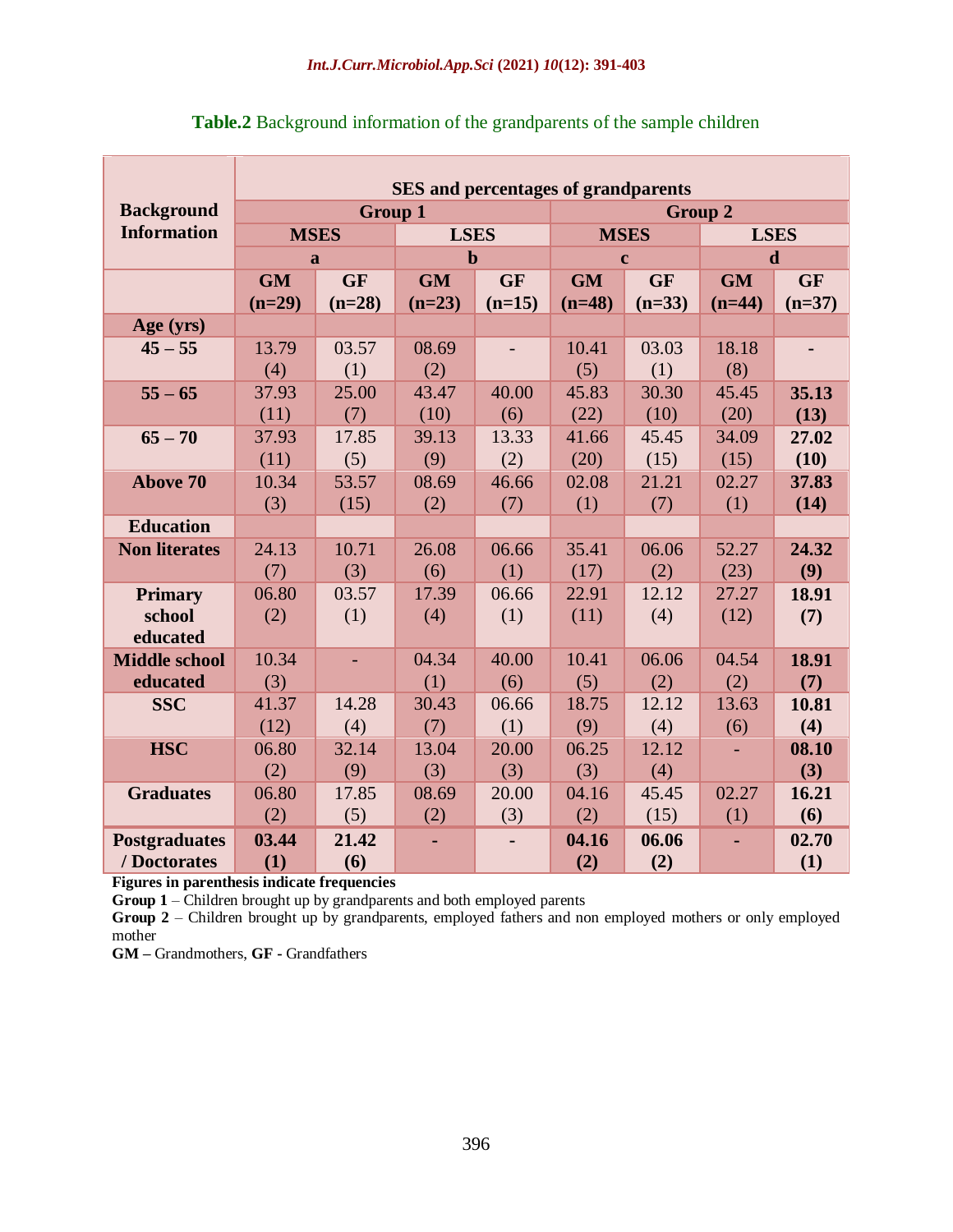**Table.2** Background information of the grandparents of the sample children

| Background Information | SES and percentages of grandparents | | | | | | | |
|---|---|---|---|---|---|---|---|---|
| | Group 1 | | | | Group 2 | | | |
| | MSES | | LSES | | MSES | | LSES | |
| | a | | b | | c | | d | |
| | GM (n=29) | GF (n=28) | GM (n=23) | GF (n=15) | GM (n=48) | GF (n=33) | GM (n=44) | GF (n=37) |
| **Age (yrs)** | | | | | | | | |
| **45 – 55** | 13.79 (4) | 03.57 (1) | 08.69 (2) | - | 10.41 (5) | 03.03 (1) | 18.18 (8) | - |
| **55 – 65** | 37.93 (11) | 25.00 (7) | 43.47 (10) | 40.00 (6) | 45.83 (22) | 30.30 (10) | 45.45 (20) | **35.13 (13)** |
| **65 – 70** | 37.93 (11) | 17.85 (5) | 39.13 (9) | 13.33 (2) | 41.66 (20) | 45.45 (15) | 34.09 (15) | **27.02 (10)** |
| **Above 70** | 10.34 (3) | 53.57 (15) | 08.69 (2) | 46.66 (7) | 02.08 (1) | 21.21 (7) | 02.27 (1) | **37.83 (14)** |
| **Education** | | | | | | | | |
| **Non literates** | 24.13 (7) | 10.71 (3) | 26.08 (6) | 06.66 (1) | 35.41 (17) | 06.06 (2) | 52.27 (23) | **24.32 (9)** |
| **Primary school educated** | 06.80 (2) | 03.57 (1) | 17.39 (4) | 06.66 (1) | 22.91 (11) | 12.12 (4) | 27.27 (12) | **18.91 (7)** |
| **Middle school educated** | 10.34 (3) | - | 04.34 (1) | 40.00 (6) | 10.41 (5) | 06.06 (2) | 04.54 (2) | **18.91 (7)** |
| **SSC** | 41.37 (12) | 14.28 (4) | 30.43 (7) | 06.66 (1) | 18.75 (9) | 12.12 (4) | 13.63 (6) | **10.81 (4)** |
| **HSC** | 06.80 (2) | 32.14 (9) | 13.04 (3) | 20.00 (3) | 06.25 (3) | 12.12 (4) | - | **08.10 (3)** |
| **Graduates** | 06.80 (2) | 17.85 (5) | 08.69 (2) | 20.00 (3) | 04.16 (2) | 45.45 (15) | 02.27 (1) | **16.21 (6)** |
| **Postgraduates / Doctorates** | **03.44 (1)** | **21.42 (6)** | - | - | **04.16 (2)** | **06.06 (2)** | - | **02.70 (1)** |

**Figures in parenthesis indicate frequencies**

**Group 1** – Children brought up by grandparents and both employed parents

**Group 2** – Children brought up by grandparents, employed fathers and non employed mothers or only employed mother

**GM –** Grandmothers, **GF -** Grandfathers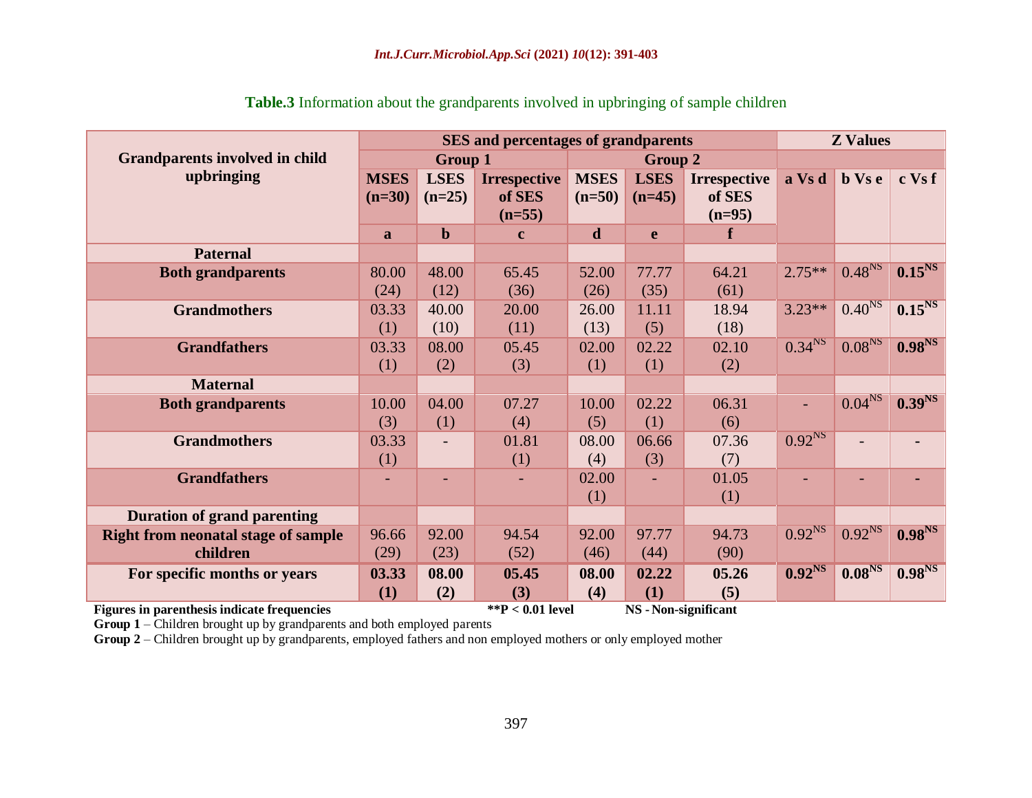**Table.3** Information about the grandparents involved in upbringing of sample children

| Grandparents involved in child upbringing | SES and percentages of grandparents | | | | | | Z Values | | |
|---|---|---|---|---|---|---|---|---|---|
| | Group 1 | | | Group 2 | | | | | |
| | MSES (n=30) | LSES (n=25) | Irrespective of SES (n=55) | MSES (n=50) | LSES (n=45) | Irrespective of SES (n=95) | a Vs d | b Vs e | c Vs f |
| | a | b | c | d | e | f | | | |
| **Paternal** | | | | | | | | | |
| **Both grandparents** | 80.00 (24) | 48.00 (12) | 65.45 (36) | 52.00 (26) | 77.77 (35) | 64.21 (61) | 2.75** | 0.48[NS] | **0.15[NS]** |
| **Grandmothers** | 03.33 (1) | 40.00 (10) | 20.00 (11) | 26.00 (13) | 11.11 (5) | 18.94 (18) | 3.23** | 0.40[NS] | **0.15[NS]** |
| **Grandfathers** | 03.33 (1) | 08.00 (2) | 05.45 (3) | 02.00 (1) | 02.22 (1) | 02.10 (2) | 0.34[NS] | 0.08[NS] | **0.98[NS]** |
| **Maternal** | | | | | | | | | |
| **Both grandparents** | 10.00 (3) | 04.00 (1) | 07.27 (4) | 10.00 (5) | 02.22 (1) | 06.31 (6) | - | 0.04[NS] | **0.39[NS]** |
| **Grandmothers** | 03.33 (1) | - | 01.81 (1) | 08.00 (4) | 06.66 (3) | 07.36 (7) | 0.92[NS] | - | - |
| **Grandfathers** | - | - | - | 02.00 (1) | - | 01.05 (1) | - | - | - |
| **Duration of grand parenting** | | | | | | | | | |
| **Right from neonatal stage of sample children** | 96.66 (29) | 92.00 (23) | 94.54 (52) | 92.00 (46) | 97.77 (44) | 94.73 (90) | 0.92[NS] | 0.92[NS] | **0.98[NS]** |
| **For specific months or years** | **03.33 (1)** | **08.00 (2)** | **05.45 (3)** | **08.00 (4)** | **02.22 (1)** | **05.26 (5)** | **0.92[NS]** | **0.08[NS]** | **0.98[NS]** |

**Figures in parenthesis indicate frequencies** **$^{**}P < 0.01$ level** **NS - Non-significant**

**Group 1** – Children brought up by grandparents and both employed parents

**Group 2** – Children brought up by grandparents, employed fathers and non employed mothers or only employed mother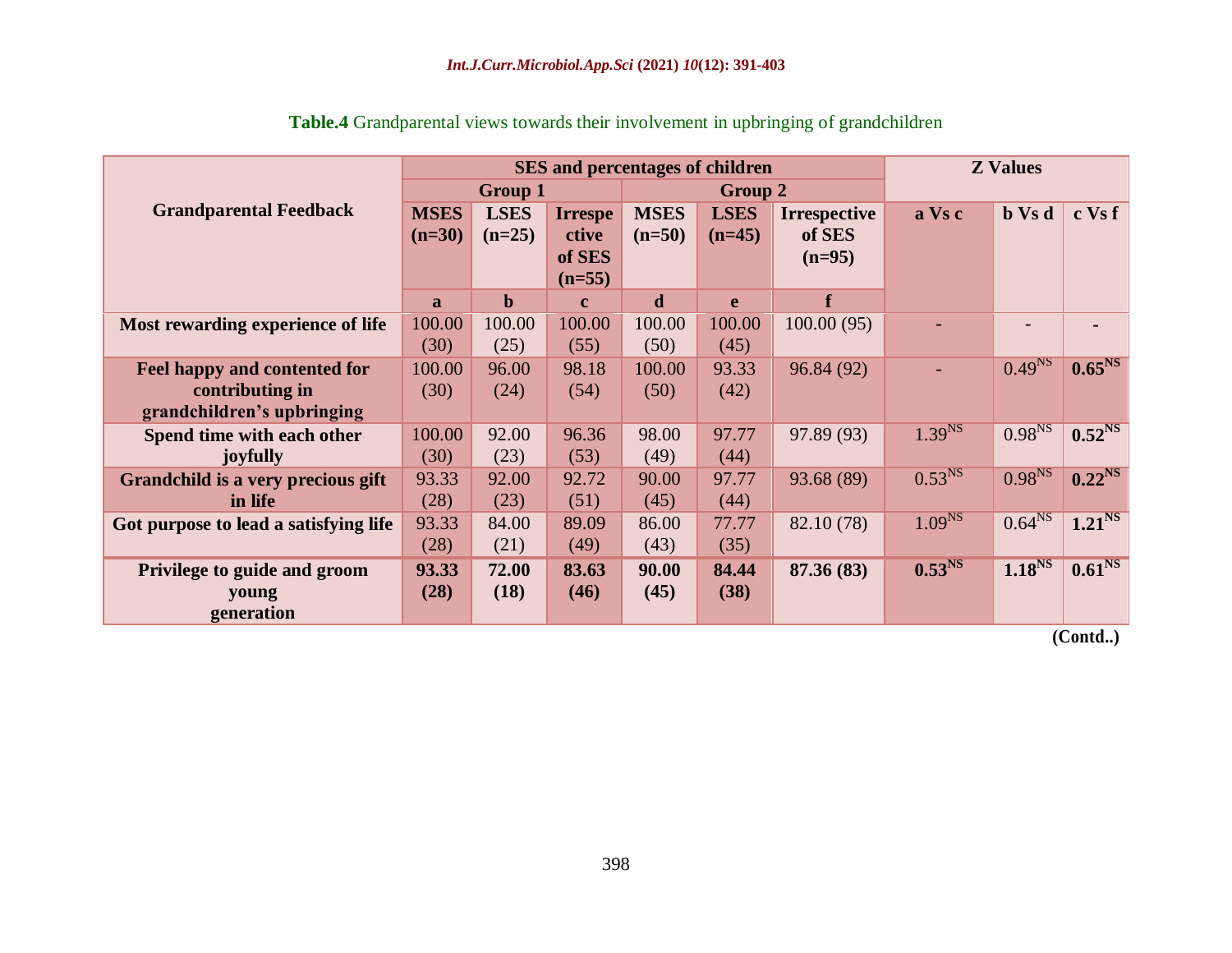**Table.4** Grandparental views towards their involvement in upbringing of grandchildren

| Grandparental Feedback | SES and percentages of children | | | | | | Z Values | | |
|---|---|---|---|---|---|---|---|---|---|
| | Group 1 | | | Group 2 | | | | | |
| | MSES (n=30) | LSES (n=25) | Irrespective of SES (n=55) | MSES (n=50) | LSES (n=45) | Irrespective of SES (n=95) | a Vs c | b Vs d | c Vs f |
| | a | b | c | d | e | f | | | |
| **Most rewarding experience of life** | 100.00 (30) | 100.00 (25) | 100.00 (55) | 100.00 (50) | 100.00 (45) | 100.00 (95) | - | - | - |
| **Feel happy and contented for contributing in grandchildren's upbringing** | 100.00 (30) | 96.00 (24) | 98.18 (54) | 100.00 (50) | 93.33 (42) | 96.84 (92) | - | $0.49^{NS}$ | $\mathbf{0.65^{NS}}$ |
| **Spend time with each other joyfully** | 100.00 (30) | 92.00 (23) | 96.36 (53) | 98.00 (49) | 97.77 (44) | 97.89 (93) | $1.39^{NS}$ | $0.98^{NS}$ | $\mathbf{0.52^{NS}}$ |
| **Grandchild is a very precious gift in life** | 93.33 (28) | 92.00 (23) | 92.72 (51) | 90.00 (45) | 97.77 (44) | 93.68 (89) | $0.53^{NS}$ | $0.98^{NS}$ | $\mathbf{0.22^{NS}}$ |
| **Got purpose to lead a satisfying life** | 93.33 (28) | 84.00 (21) | 89.09 (49) | 86.00 (43) | 77.77 (35) | 82.10 (78) | $1.09^{NS}$ | $0.64^{NS}$ | $\mathbf{1.21^{NS}}$ |
| **Privilege to guide and groom young generation** | **93.33 (28)** | **72.00 (18)** | **83.63 (46)** | **90.00 (45)** | **84.44 (38)** | **87.36 (83)** | $\mathbf{0.53^{NS}}$ | $\mathbf{1.18^{NS}}$ | $\mathbf{0.61^{NS}}$ |

**(Contd..)**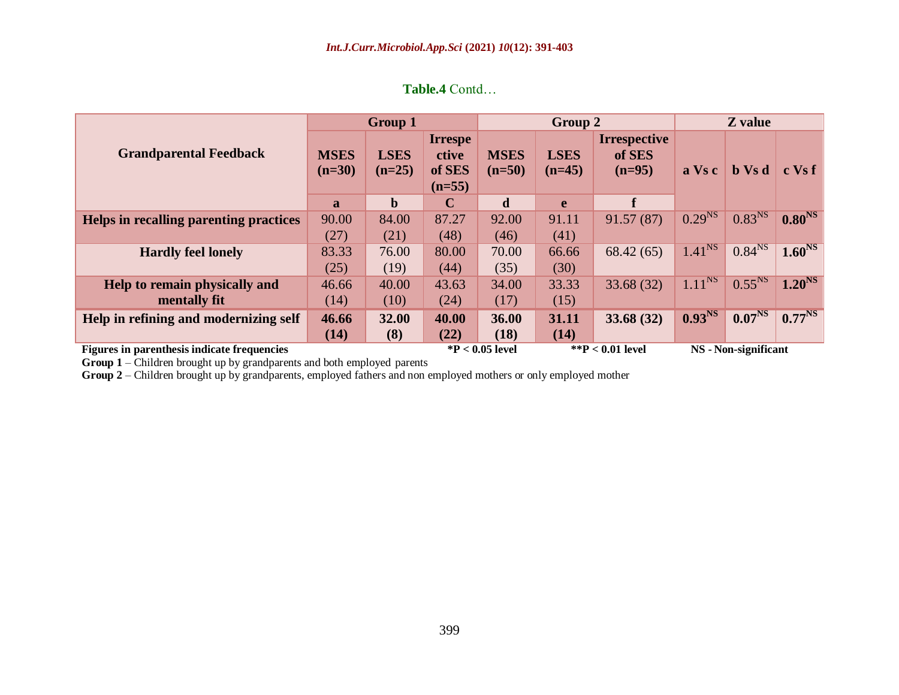**Table.4** Contd…

| Grandparental Feedback | Group 1 | | | Group 2 | | | Z value | | |
|---|---|---|---|---|---|---|---|---|---|
| | MSES (n=30) | LSES (n=25) | Irrespective of SES (n=55) | MSES (n=50) | LSES (n=45) | Irrespective of SES (n=95) | a Vs c | b Vs d | c Vs f |
| | a | b | C | d | e | f | | | |
| **Helps in recalling parenting practices** | 90.00 (27) | 84.00 (21) | 87.27 (48) | 92.00 (46) | 91.11 (41) | 91.57 (87) | 0.29 NS | 0.83 NS | **0.80 NS** |
| **Hardly feel lonely** | 83.33 (25) | 76.00 (19) | 80.00 (44) | 70.00 (35) | 66.66 (30) | 68.42 (65) | 1.41 NS | 0.84 NS | **1.60 NS** |
| **Help to remain physically and mentally fit** | 46.66 (14) | 40.00 (10) | 43.63 (24) | 34.00 (17) | 33.33 (15) | 33.68 (32) | 1.11 NS | 0.55 NS | **1.20 NS** |
| **Help in refining and modernizing self** | **46.66 (14)** | **32.00 (8)** | **40.00 (22)** | **36.00 (18)** | **31.11 (14)** | **33.68 (32)** | **0.93 NS** | **0.07 NS** | **0.77 NS** |

**Figures in parenthesis indicate frequencies** **\*P < 0.05 level** **\*\*P < 0.01 level** **NS - Non-significant**

**Group 1** – Children brought up by grandparents and both employed parents

**Group 2** – Children brought up by grandparents, employed fathers and non employed mothers or only employed mother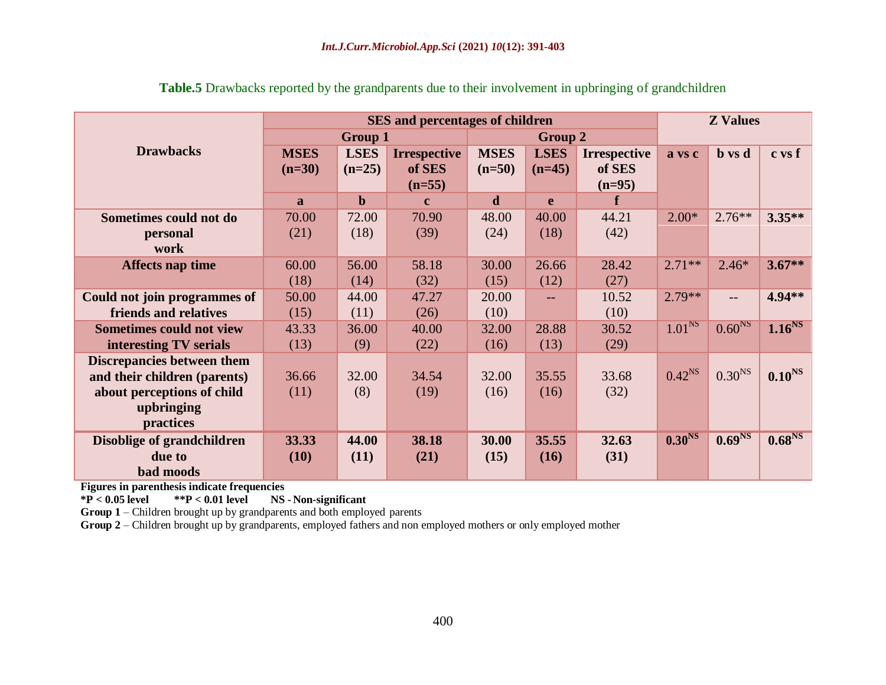**Table.5** Drawbacks reported by the grandparents due to their involvement in upbringing of grandchildren

| Drawbacks | SES and percentages of children | | | | | | Z Values | | |
|---|---|---|---|---|---|---|---|---|---|
| | Group 1 | | | Group 2 | | | | | |
| | MSES (n=30) | LSES (n=25) | Irrespective of SES (n=55) | MSES (n=50) | LSES (n=45) | Irrespective of SES (n=95) | a vs c | b vs d | c vs f |
| | a | b | c | d | e | f | | | |
| Sometimes could not do personal work | 70.00 (21) | 72.00 (18) | 70.90 (39) | 48.00 (24) | 40.00 (18) | 44.21 (42) | 2.00* | 2.76** | **3.35**** |
| Affects nap time | 60.00 (18) | 56.00 (14) | 58.18 (32) | 30.00 (15) | 26.66 (12) | 28.42 (27) | 2.71** | 2.46* | **3.67**** |
| Could not join programmes of friends and relatives | 50.00 (15) | 44.00 (11) | 47.27 (26) | 20.00 (10) | -- | 10.52 (10) | 2.79** | -- | **4.94**** |
| Sometimes could not view interesting TV serials | 43.33 (13) | 36.00 (9) | 40.00 (22) | 32.00 (16) | 28.88 (13) | 30.52 (29) | 1.01 NS | 0.60 NS | **1.16 NS** |
| Discrepancies between them and their children (parents) about perceptions of child upbringing practices | 36.66 (11) | 32.00 (8) | 34.54 (19) | 32.00 (16) | 35.55 (16) | 33.68 (32) | 0.42 NS | 0.30 NS | **0.10 NS** |
| Disoblige of grandchildren due to bad moods | **33.33 (10)** | **44.00 (11)** | **38.18 (21)** | **30.00 (15)** | **35.55 (16)** | **32.63 (31)** | **0.30 NS** | **0.69 NS** | **0.68 NS** |

**Figures in parenthesis indicate frequencies**

**\*P < 0.05 level  \*\*P < 0.01 level  NS - Non-significant**

**Group 1** – Children brought up by grandparents and both employed parents

**Group 2** – Children brought up by grandparents, employed fathers and non employed mothers or only employed mother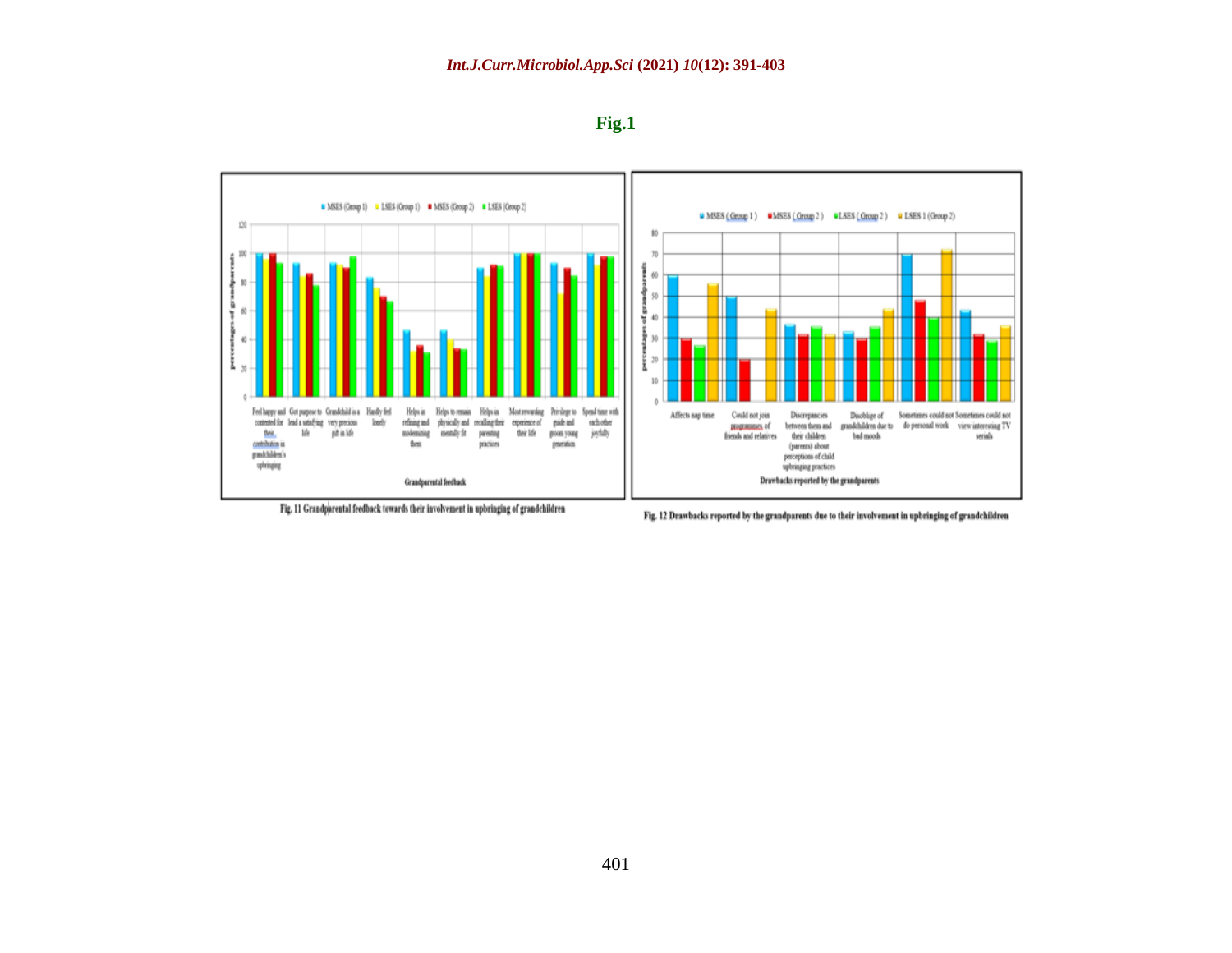**Fig.1**

Fig. 11 Grandparental feedback towards their involvement in upbringing of grandchildren

Fig. 12 Drawbacks reported by the grandparents due to their involvement in upbringing of grandchildren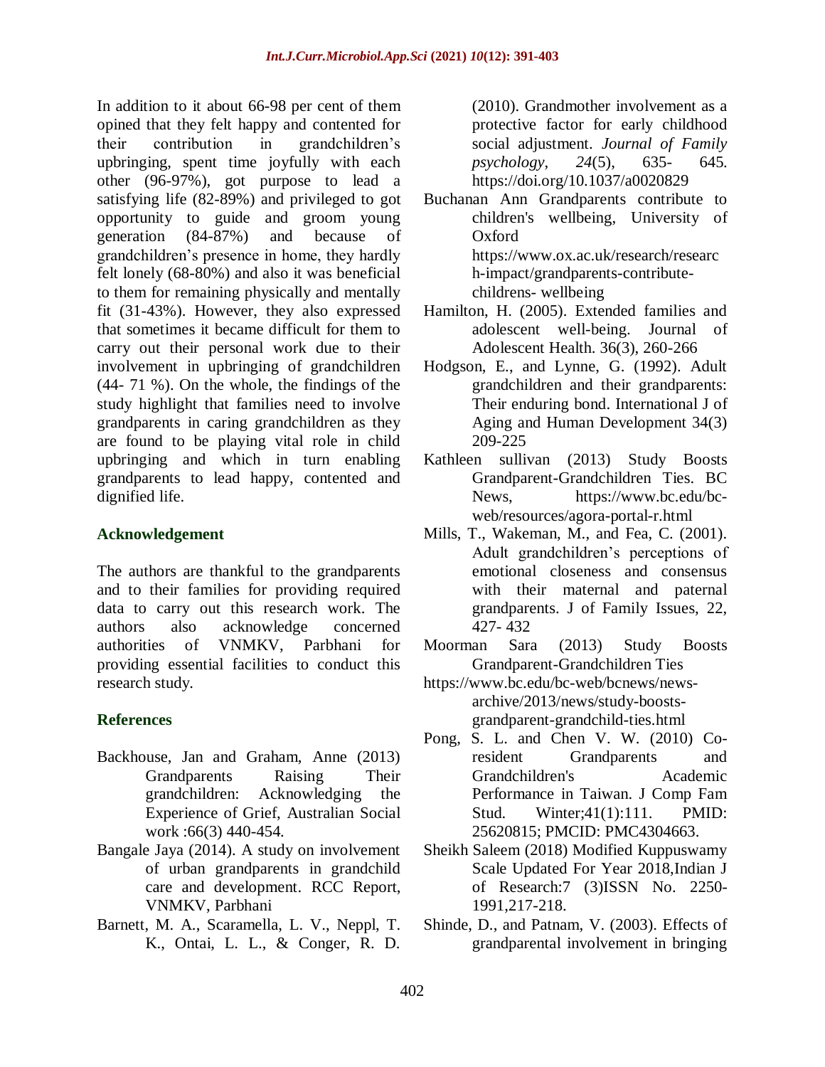In addition to it about 66-98 per cent of them opined that they felt happy and contented for their contribution in grandchildren's upbringing, spent time joyfully with each other (96-97%), got purpose to lead a satisfying life (82-89%) and privileged to got opportunity to guide and groom young generation (84-87%) and because of grandchildren's presence in home, they hardly felt lonely (68-80%) and also it was beneficial to them for remaining physically and mentally fit (31-43%). However, they also expressed that sometimes it became difficult for them to carry out their personal work due to their involvement in upbringing of grandchildren (44- 71 %). On the whole, the findings of the study highlight that families need to involve grandparents in caring grandchildren as they are found to be playing vital role in child upbringing and which in turn enabling grandparents to lead happy, contented and dignified life.

## Acknowledgement

The authors are thankful to the grandparents and to their families for providing required data to carry out this research work. The authors also acknowledge concerned authorities of VNMKV, Parbhani for providing essential facilities to conduct this research study.

## References

Backhouse, Jan and Graham, Anne (2013) Grandparents Raising Their grandchildren: Acknowledging the Experience of Grief, Australian Social work :66(3) 440-454.

Bangale Jaya (2014). A study on involvement of urban grandparents in grandchild care and development. RCC Report, VNMKV, Parbhani

Barnett, M. A., Scaramella, L. V., Neppl, T. K., Ontai, L. L., & Conger, R. D. (2010). Grandmother involvement as a protective factor for early childhood social adjustment. *Journal of Family psychology*, *24*(5), 635- 645. https://doi.org/10.1037/a0020829

Buchanan Ann Grandparents contribute to children's wellbeing, University of Oxford https://www.ox.ac.uk/research/research-impact/grandparents-contribute-childrens- wellbeing

Hamilton, H. (2005). Extended families and adolescent well-being. Journal of Adolescent Health. 36(3), 260-266

Hodgson, E., and Lynne, G. (1992). Adult grandchildren and their grandparents: Their enduring bond. International J of Aging and Human Development 34(3) 209-225

Kathleen sullivan (2013) Study Boosts Grandparent-Grandchildren Ties. BC News, https://www.bc.edu/bc-web/resources/agora-portal-r.html

Mills, T., Wakeman, M., and Fea, C. (2001). Adult grandchildren's perceptions of emotional closeness and consensus with their maternal and paternal grandparents. J of Family Issues, 22, 427- 432

Moorman Sara (2013) Study Boosts Grandparent-Grandchildren Ties https://www.bc.edu/bc-web/bcnews/news-archive/2013/news/study-boosts-grandparent-grandchild-ties.html

Pong, S. L. and Chen V. W. (2010) Co-resident Grandparents and Grandchildren's Academic Performance in Taiwan. J Comp Fam Stud. Winter;41(1):111. PMID: 25620815; PMCID: PMC4304663.

Sheikh Saleem (2018) Modified Kuppuswamy Scale Updated For Year 2018,Indian J of Research:7 (3)ISSN No. 2250-1991,217-218.

Shinde, D., and Patnam, V. (2003). Effects of grandparental involvement in bringing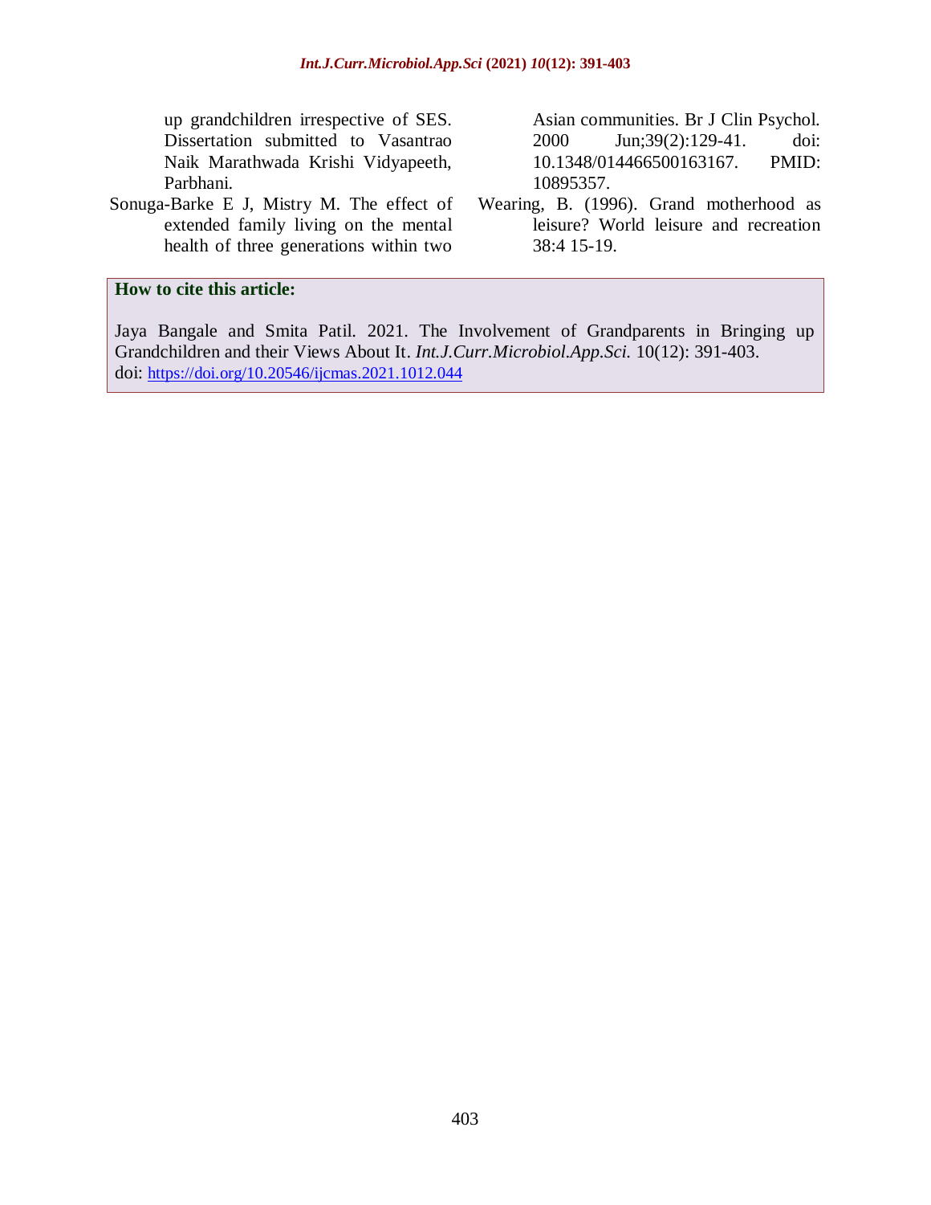up grandchildren irrespective of SES. Dissertation submitted to Vasantrao Naik Marathwada Krishi Vidyapeeth, Parbhani.

Sonuga-Barke E J, Mistry M. The effect of extended family living on the mental health of three generations within two Asian communities. Br J Clin Psychol. 2000 Jun;39(2):129-41. doi: 10.1348/014466500163167. PMID: 10895357.

Wearing, B. (1996). Grand motherhood as leisure? World leisure and recreation 38:4 15-19.

**How to cite this article:**

Jaya Bangale and Smita Patil. 2021. The Involvement of Grandparents in Bringing up Grandchildren and their Views About It. *Int.J.Curr.Microbiol.App.Sci.* 10(12): 391-403. doi: https://doi.org/10.20546/ijcmas.2021.1012.044